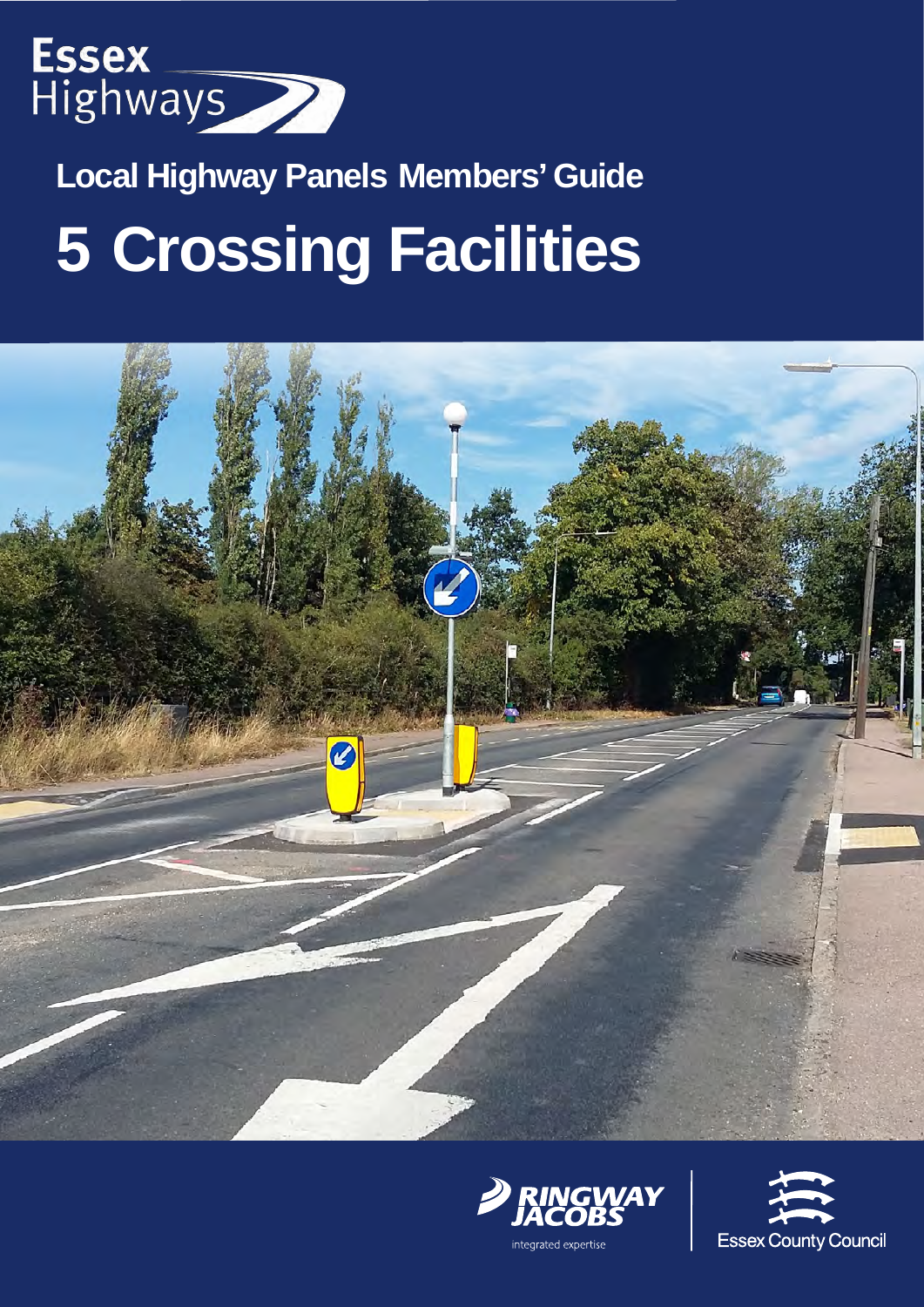Essex Highways

## Local Highway Panels Members' Guide

# 5 Crossing Facilities

RINGWAY JACOBS

integrated expertise

Essex County Council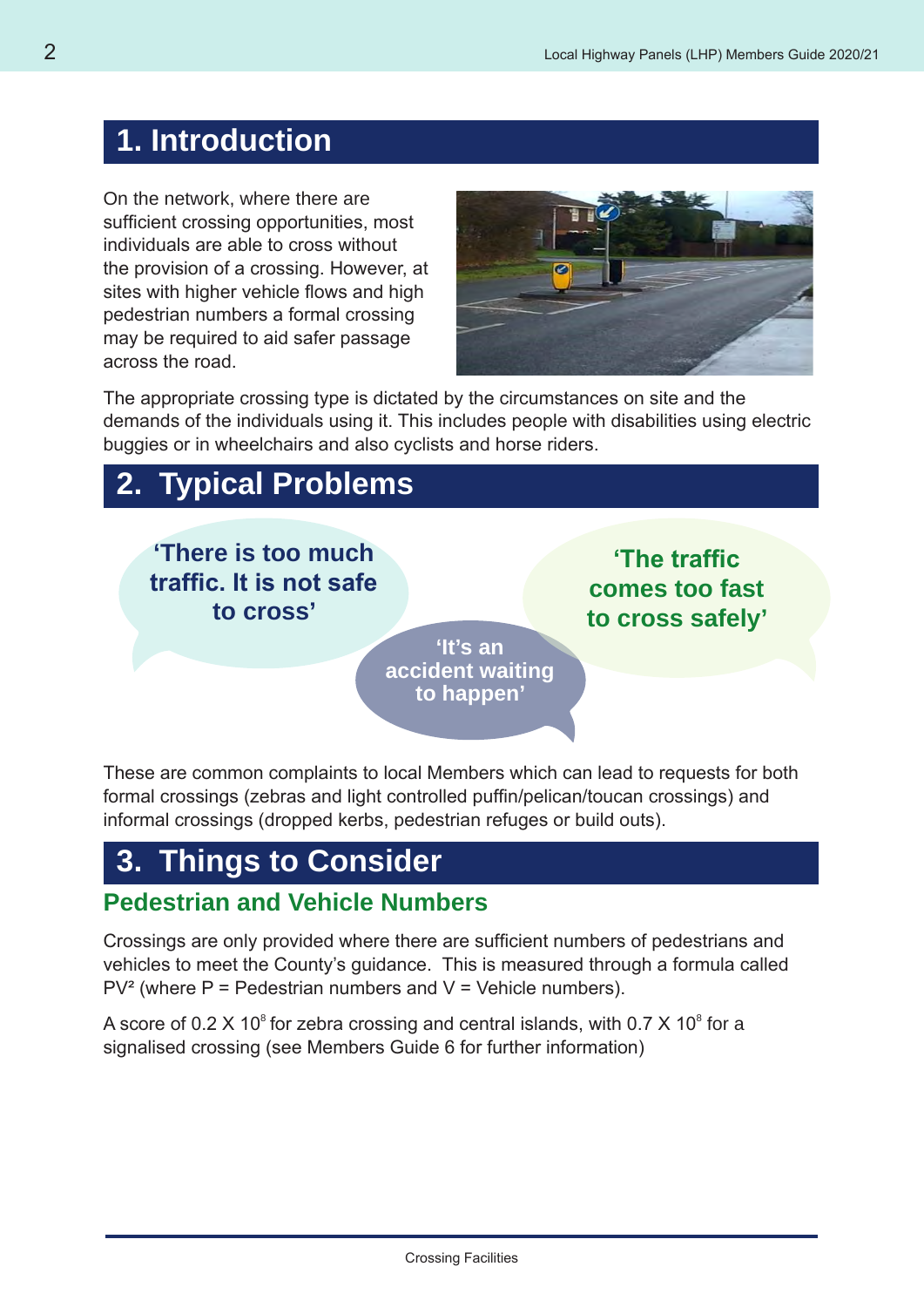# 1. Introduction

On the network, where there are sufficient crossing opportunities, most individuals are able to cross without the provision of a crossing. However, at sites with higher vehicle flows and high pedestrian numbers a formal crossing may be required to aid safer passage across the road.

The appropriate crossing type is dictated by the circumstances on site and the demands of the individuals using it. This includes people with disabilities using electric buggies or in wheelchairs and also cyclists and horse riders.

# 2. Typical Problems

**'There is too much traffic. It is not safe to cross'**

**'It's an accident waiting to happen'**

**'The traffic comes too fast to cross safely'**

These are common complaints to local Members which can lead to requests for both formal crossings (zebras and light controlled puffin/pelican/toucan crossings) and informal crossings (dropped kerbs, pedestrian refuges or build outs).

# 3. Things to Consider

## Pedestrian and Vehicle Numbers

Crossings are only provided where there are sufficient numbers of pedestrians and vehicles to meet the County's guidance. This is measured through a formula called $PV^2$ (where P = Pedestrian numbers and V = Vehicle numbers).

A score of $0.2 \times 10^8$ for zebra crossing and central islands, with $0.7 \times 10^8$ for a signalised crossing (see Members Guide 6 for further information)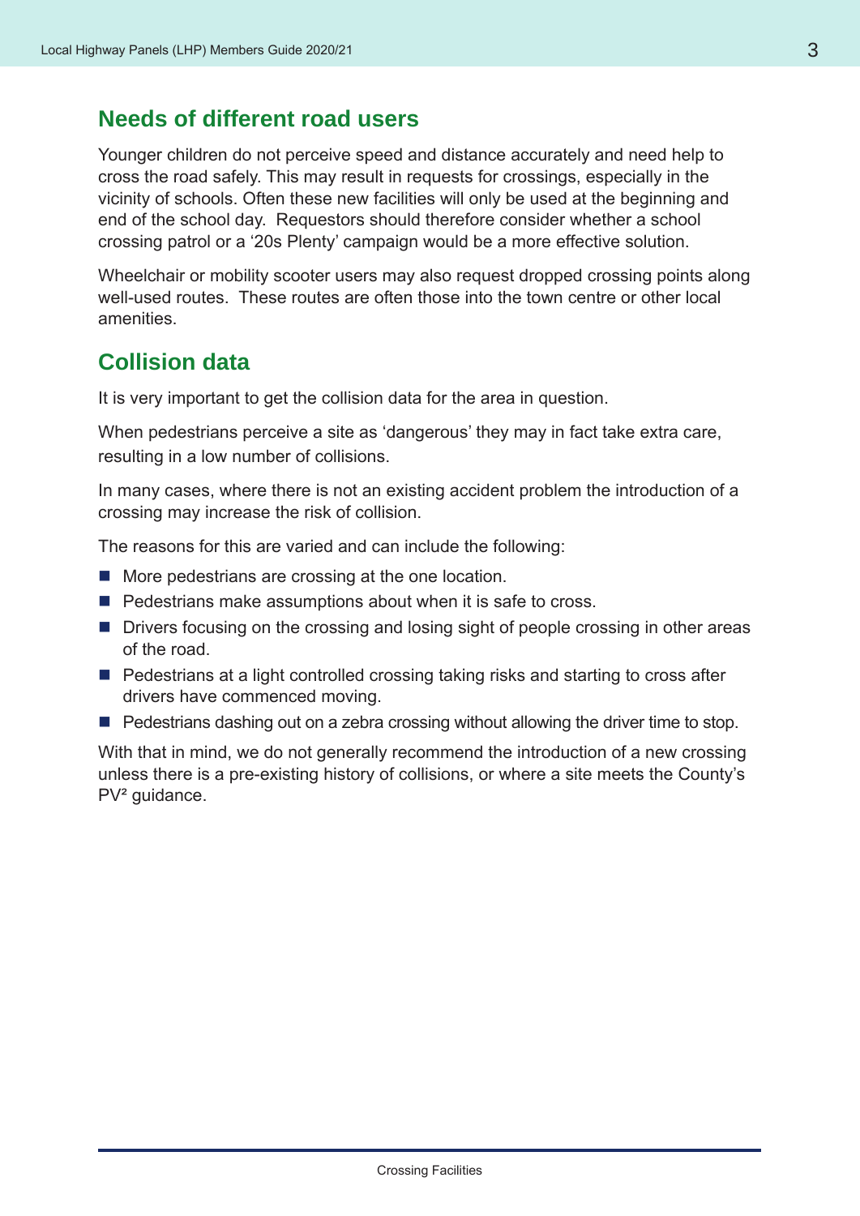## Needs of different road users

Younger children do not perceive speed and distance accurately and need help to cross the road safely. This may result in requests for crossings, especially in the vicinity of schools. Often these new facilities will only be used at the beginning and end of the school day. Requestors should therefore consider whether a school crossing patrol or a '20s Plenty' campaign would be a more effective solution.

Wheelchair or mobility scooter users may also request dropped crossing points along well-used routes. These routes are often those into the town centre or other local amenities.

## Collision data

It is very important to get the collision data for the area in question.

When pedestrians perceive a site as 'dangerous' they may in fact take extra care, resulting in a low number of collisions.

In many cases, where there is not an existing accident problem the introduction of a crossing may increase the risk of collision.

The reasons for this are varied and can include the following:

- More pedestrians are crossing at the one location.
- Pedestrians make assumptions about when it is safe to cross.
- Drivers focusing on the crossing and losing sight of people crossing in other areas of the road.
- Pedestrians at a light controlled crossing taking risks and starting to cross after drivers have commenced moving.
- Pedestrians dashing out on a zebra crossing without allowing the driver time to stop.

With that in mind, we do not generally recommend the introduction of a new crossing unless there is a pre-existing history of collisions, or where a site meets the County's $PV^2$ guidance.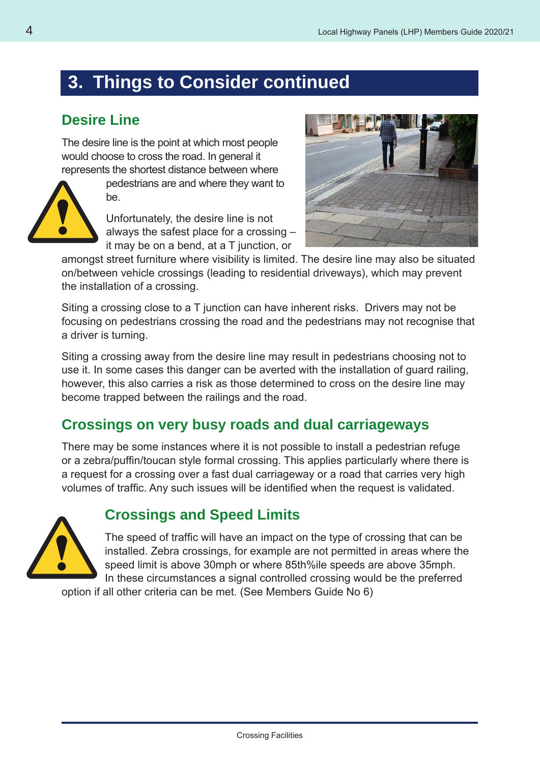# 3. Things to Consider continued

## Desire Line

The desire line is the point at which most people would choose to cross the road. In general it represents the shortest distance between where pedestrians are and where they want to be.

Unfortunately, the desire line is not always the safest place for a crossing – it may be on a bend, at a T junction, or amongst street furniture where visibility is limited. The desire line may also be situated on/between vehicle crossings (leading to residential driveways), which may prevent the installation of a crossing.

Siting a crossing close to a T junction can have inherent risks. Drivers may not be focusing on pedestrians crossing the road and the pedestrians may not recognise that a driver is turning.

Siting a crossing away from the desire line may result in pedestrians choosing not to use it. In some cases this danger can be averted with the installation of guard railing, however, this also carries a risk as those determined to cross on the desire line may become trapped between the railings and the road.

## Crossings on very busy roads and dual carriageways

There may be some instances where it is not possible to install a pedestrian refuge or a zebra/puffin/toucan style formal crossing. This applies particularly where there is a request for a crossing over a fast dual carriageway or a road that carries very high volumes of traffic. Any such issues will be identified when the request is validated.

## Crossings and Speed Limits

The speed of traffic will have an impact on the type of crossing that can be installed. Zebra crossings, for example are not permitted in areas where the speed limit is above 30mph or where 85th%ile speeds are above 35mph. In these circumstances a signal controlled crossing would be the preferred option if all other criteria can be met. (See Members Guide No 6)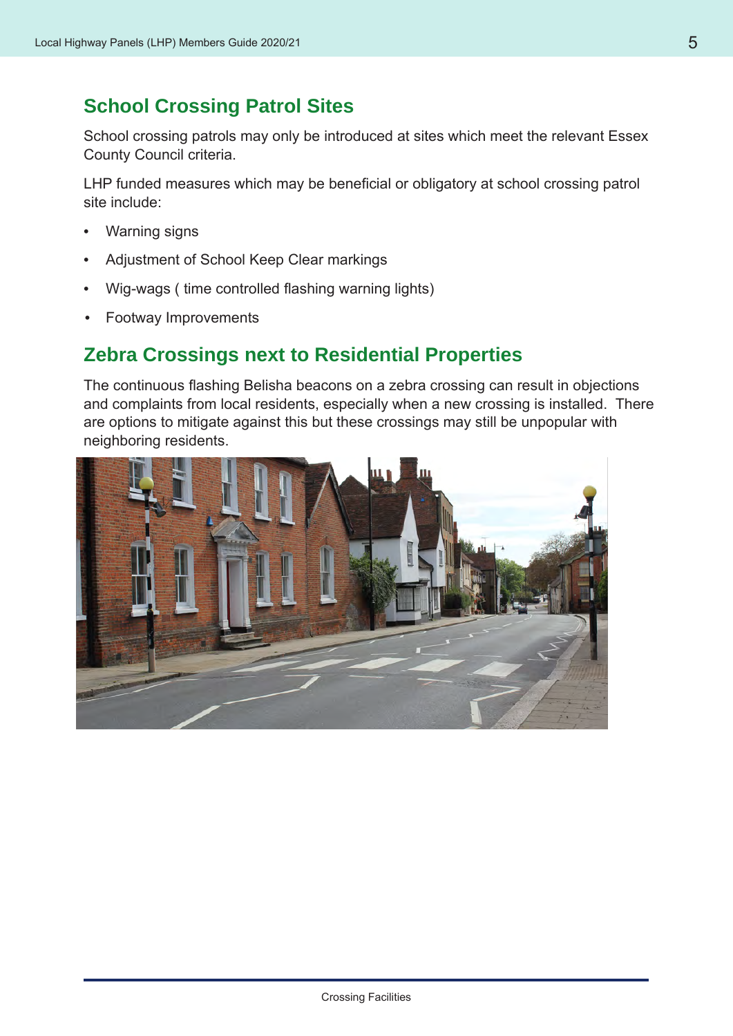## School Crossing Patrol Sites

School crossing patrols may only be introduced at sites which meet the relevant Essex County Council criteria.

LHP funded measures which may be beneficial or obligatory at school crossing patrol site include:

- Warning signs
- Adjustment of School Keep Clear markings
- Wig-wags ( time controlled flashing warning lights)
- Footway Improvements

## Zebra Crossings next to Residential Properties

The continuous flashing Belisha beacons on a zebra crossing can result in objections and complaints from local residents, especially when a new crossing is installed. There are options to mitigate against this but these crossings may still be unpopular with neighboring residents.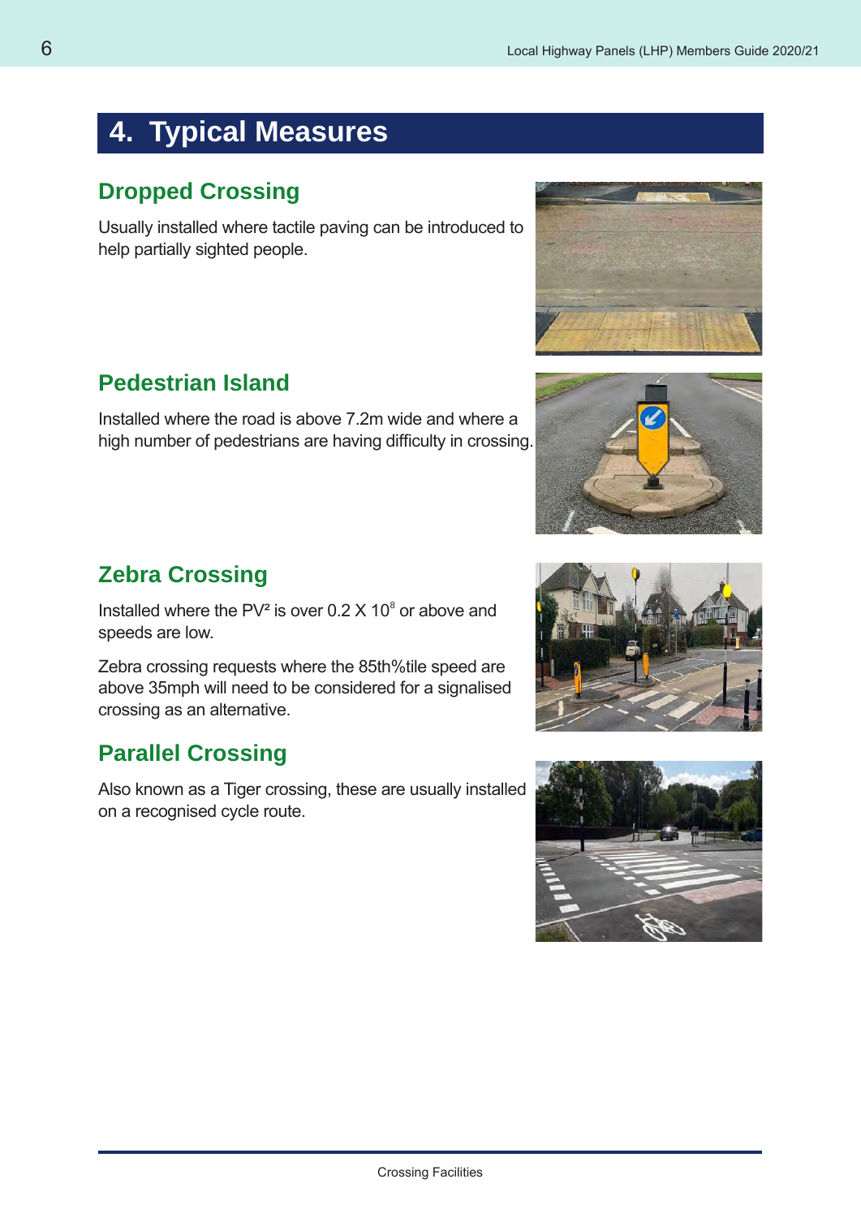## 4. Typical Measures

### Dropped Crossing

Usually installed where tactile paving can be introduced to help partially sighted people.

### Pedestrian Island

Installed where the road is above 7.2m wide and where a high number of pedestrians are having difficulty in crossing.

### Zebra Crossing

Installed where the $PV^2$ is over $0.2 \times 10^8$ or above and speeds are low.

Zebra crossing requests where the 85th%tile speed are above 35mph will need to be considered for a signalised crossing as an alternative.

### Parallel Crossing

Also known as a Tiger crossing, these are usually installed on a recognised cycle route.

Crossing Facilities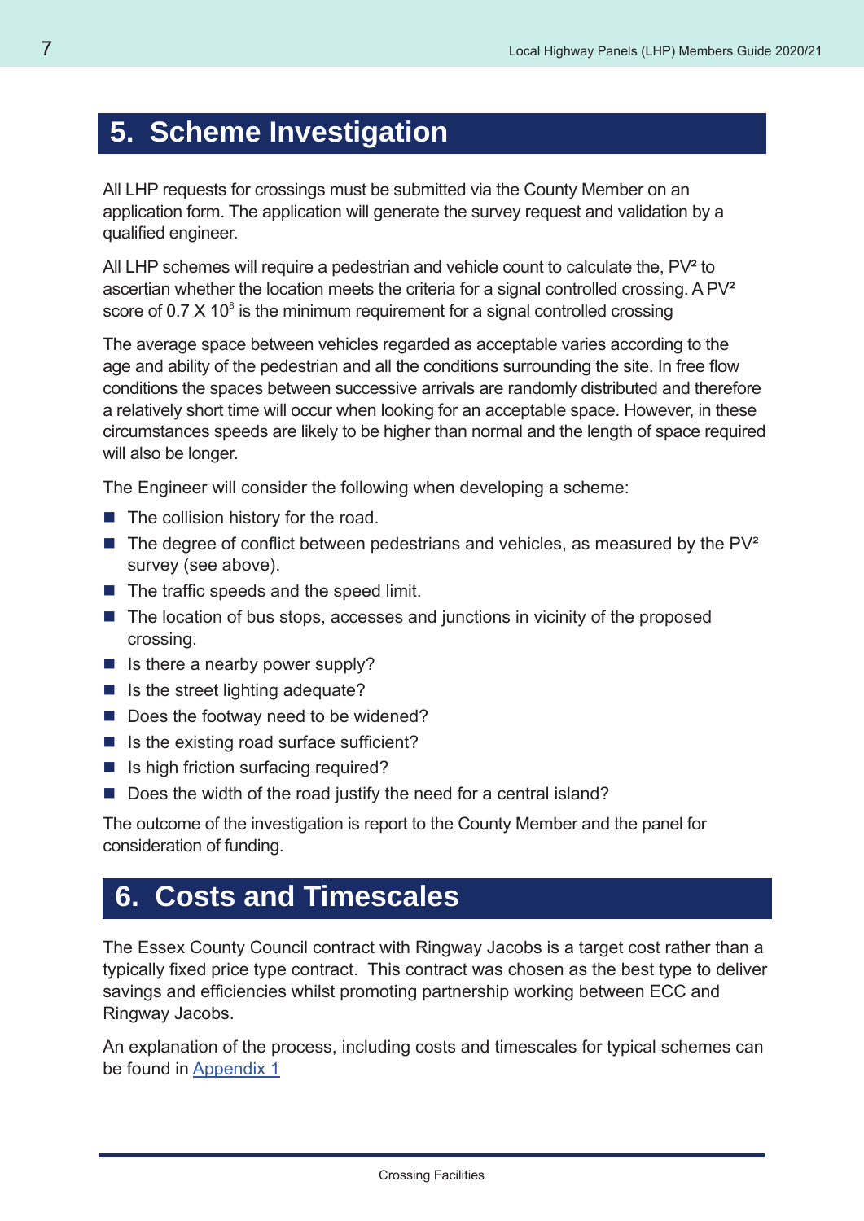## 5. Scheme Investigation

All LHP requests for crossings must be submitted via the County Member on an application form. The application will generate the survey request and validation by a qualified engineer.

All LHP schemes will require a pedestrian and vehicle count to calculate the, $PV^2$ to ascertian whether the location meets the criteria for a signal controlled crossing. A $PV^2$ score of $0.7 \times 10^8$ is the minimum requirement for a signal controlled crossing

The average space between vehicles regarded as acceptable varies according to the age and ability of the pedestrian and all the conditions surrounding the site. In free flow conditions the spaces between successive arrivals are randomly distributed and therefore a relatively short time will occur when looking for an acceptable space. However, in these circumstances speeds are likely to be higher than normal and the length of space required will also be longer.

The Engineer will consider the following when developing a scheme:

- The collision history for the road.
- The degree of conflict between pedestrians and vehicles, as measured by the $PV^2$ survey (see above).
- The traffic speeds and the speed limit.
- The location of bus stops, accesses and junctions in vicinity of the proposed crossing.
- Is there a nearby power supply?
- Is the street lighting adequate?
- Does the footway need to be widened?
- Is the existing road surface sufficient?
- Is high friction surfacing required?
- Does the width of the road justify the need for a central island?

The outcome of the investigation is report to the County Member and the panel for consideration of funding.

## 6. Costs and Timescales

The Essex County Council contract with Ringway Jacobs is a target cost rather than a typically fixed price type contract. This contract was chosen as the best type to deliver savings and efficiencies whilst promoting partnership working between ECC and Ringway Jacobs.

An explanation of the process, including costs and timescales for typical schemes can be found in Appendix 1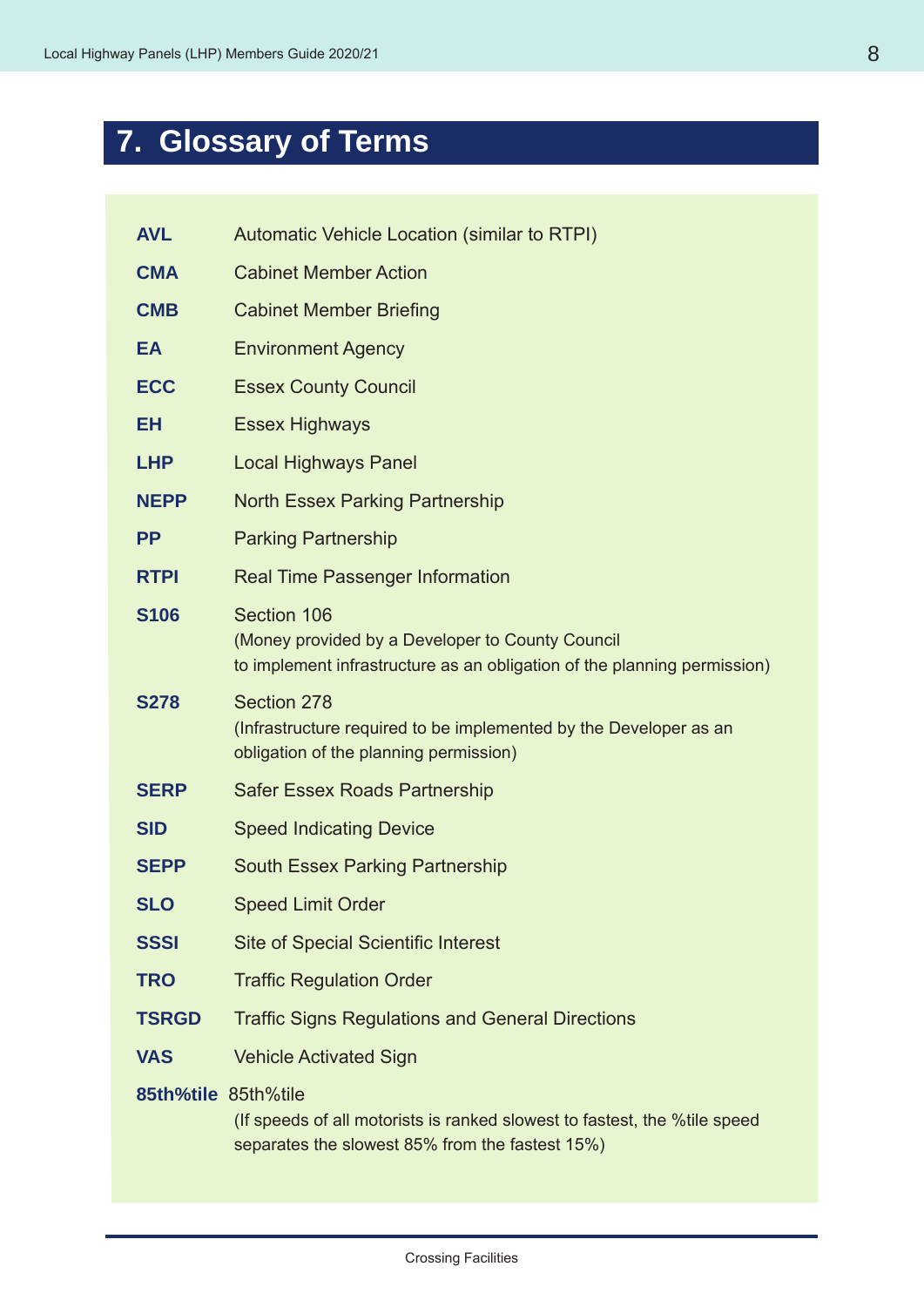# 7. Glossary of Terms

| | |
|---|---|
| **AVL** | Automatic Vehicle Location (similar to RTPI) |
| **CMA** | Cabinet Member Action |
| **CMB** | Cabinet Member Briefing |
| **EA** | Environment Agency |
| **ECC** | Essex County Council |
| **EH** | Essex Highways |
| **LHP** | Local Highways Panel |
| **NEPP** | North Essex Parking Partnership |
| **PP** | Parking Partnership |
| **RTPI** | Real Time Passenger Information |
| **S106** | Section 106<br>(Money provided by a Developer to County Council to implement infrastructure as an obligation of the planning permission) |
| **S278** | Section 278<br>(Infrastructure required to be implemented by the Developer as an obligation of the planning permission) |
| **SERP** | Safer Essex Roads Partnership |
| **SID** | Speed Indicating Device |
| **SEPP** | South Essex Parking Partnership |
| **SLO** | Speed Limit Order |
| **SSSI** | Site of Special Scientific Interest |
| **TRO** | Traffic Regulation Order |
| **TSRGD** | Traffic Signs Regulations and General Directions |
| **VAS** | Vehicle Activated Sign |
| **85th%tile** | 85th%tile<br>(If speeds of all motorists is ranked slowest to fastest, the %tile speed separates the slowest 85% from the fastest 15%) |

Crossing Facilities